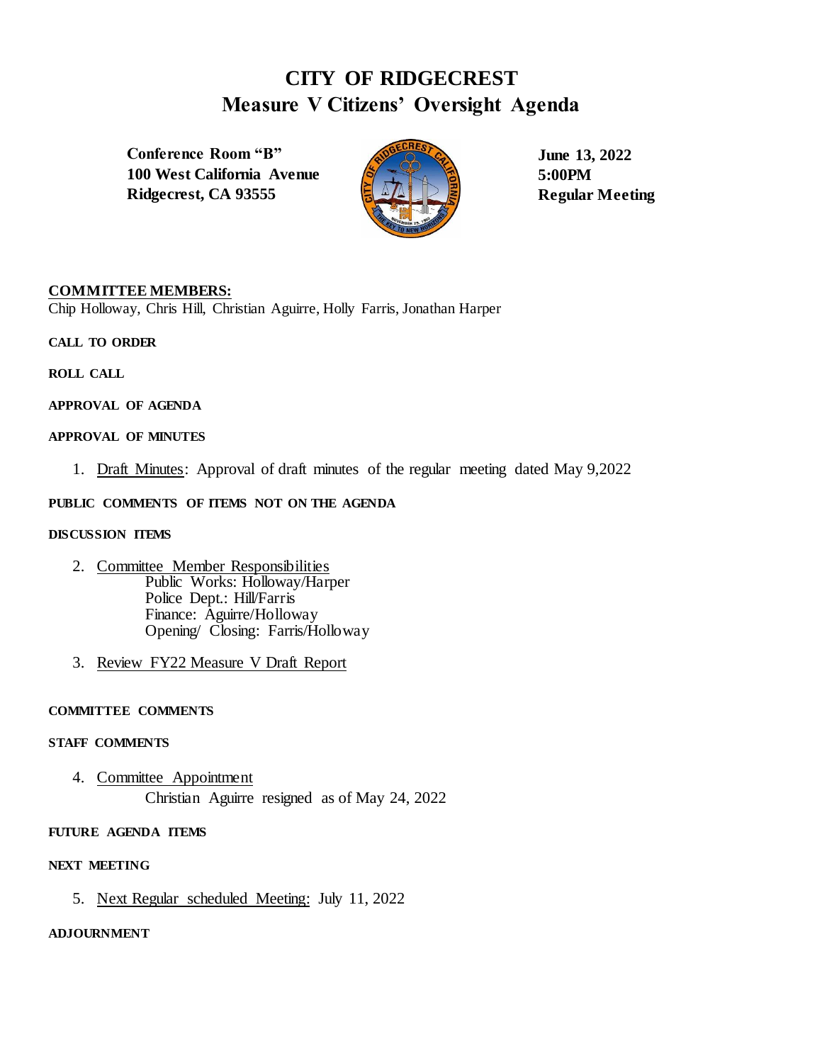# CITY OF RIDGECREST
# Measure V Citizens' Oversight Agenda

**Conference Room "B"**
**100 West California Avenue**
**Ridgecrest, CA 93555**

**June 13, 2022**
**5:00PM**
**Regular Meeting**

**COMMITTEE MEMBERS:**
Chip Holloway, Chris Hill, Christian Aguirre, Holly Farris, Jonathan Harper

**CALL TO ORDER**

**ROLL CALL**

**APPROVAL OF AGENDA**

**APPROVAL OF MINUTES**

1. Draft Minutes: Approval of draft minutes of the regular meeting dated May 9,2022

**PUBLIC COMMENTS OF ITEMS NOT ON THE AGENDA**

**DISCUSSION ITEMS**

2. Committee Member Responsibilities
   Public Works: Holloway/Harper
   Police Dept.: Hill/Farris
   Finance: Aguirre/Holloway
   Opening/ Closing: Farris/Holloway

3. Review FY22 Measure V Draft Report

**COMMITTEE COMMENTS**

**STAFF COMMENTS**

4. Committee Appointment
   Christian Aguirre resigned as of May 24, 2022

**FUTURE AGENDA ITEMS**

**NEXT MEETING**

5. Next Regular scheduled Meeting: July 11, 2022

**ADJOURNMENT**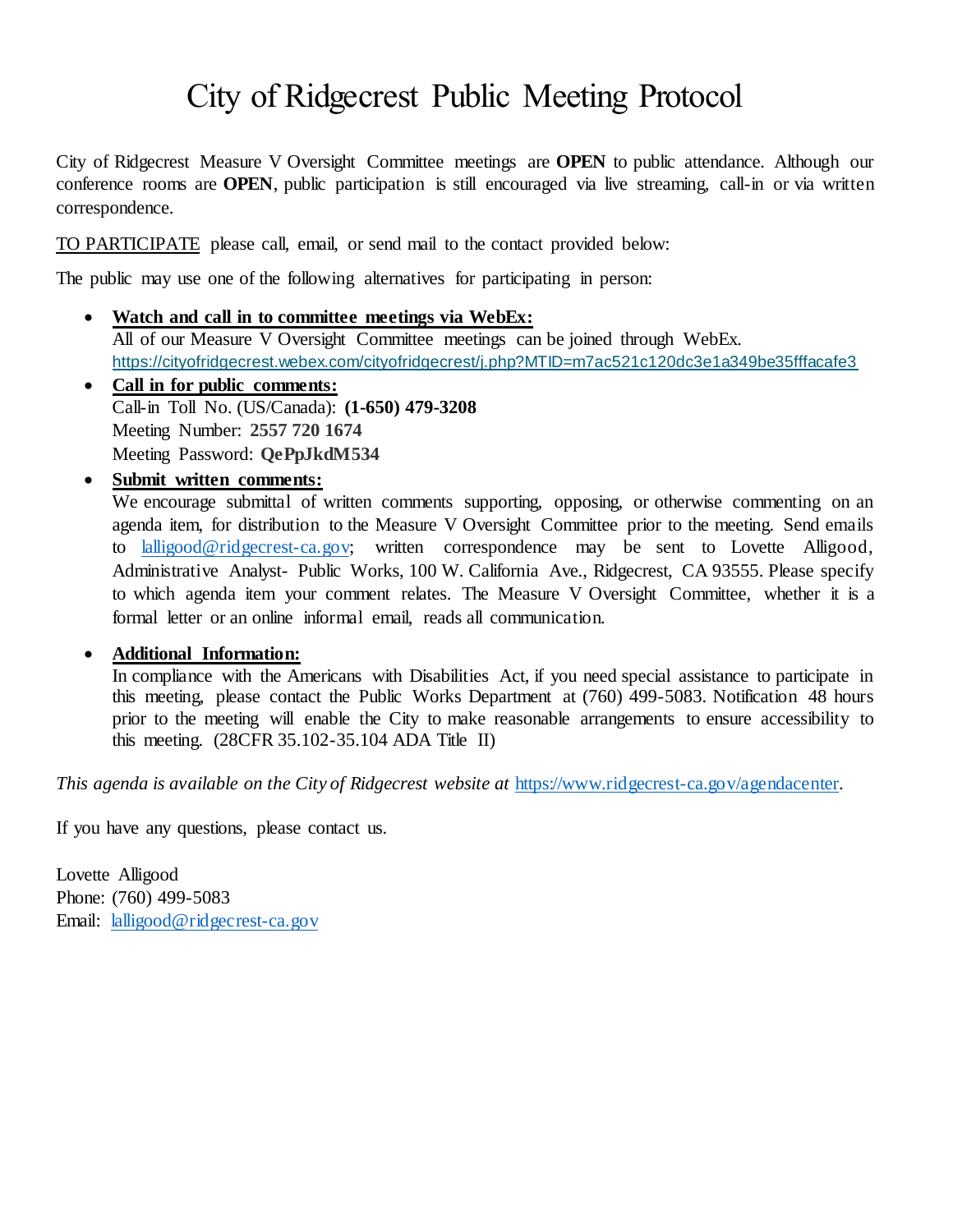# City of Ridgecrest Public Meeting Protocol

City of Ridgecrest Measure V Oversight Committee meetings are **OPEN** to public attendance. Although our conference rooms are **OPEN**, public participation is still encouraged via live streaming, call-in or via written correspondence.

TO PARTICIPATE please call, email, or send mail to the contact provided below:

The public may use one of the following alternatives for participating in person:

- **Watch and call in to committee meetings via WebEx:**
  All of our Measure V Oversight Committee meetings can be joined through WebEx.
  https://cityofridgecrest.webex.com/cityofridgecrest/j.php?MTID=m7ac521c120dc3e1a349be35fffacafe3
- **Call in for public comments:**
  Call-in Toll No. (US/Canada): **(1-650) 479-3208**
  Meeting Number: **2557 720 1674**
  Meeting Password: **QePpJkdM534**
- **Submit written comments:**
  We encourage submittal of written comments supporting, opposing, or otherwise commenting on an agenda item, for distribution to the Measure V Oversight Committee prior to the meeting. Send emails to lalligood@ridgecrest-ca.gov; written correspondence may be sent to Lovette Alligood, Administrative Analyst- Public Works, 100 W. California Ave., Ridgecrest, CA 93555. Please specify to which agenda item your comment relates. The Measure V Oversight Committee, whether it is a formal letter or an online informal email, reads all communication.

- **Additional Information:**
  In compliance with the Americans with Disabilities Act, if you need special assistance to participate in this meeting, please contact the Public Works Department at (760) 499-5083. Notification 48 hours prior to the meeting will enable the City to make reasonable arrangements to ensure accessibility to this meeting. (28CFR 35.102-35.104 ADA Title II)

*This agenda is available on the City of Ridgecrest website at* https://www.ridgecrest-ca.gov/agendacenter.

If you have any questions, please contact us.

Lovette Alligood
Phone: (760) 499-5083
Email: lalligood@ridgecrest-ca.gov